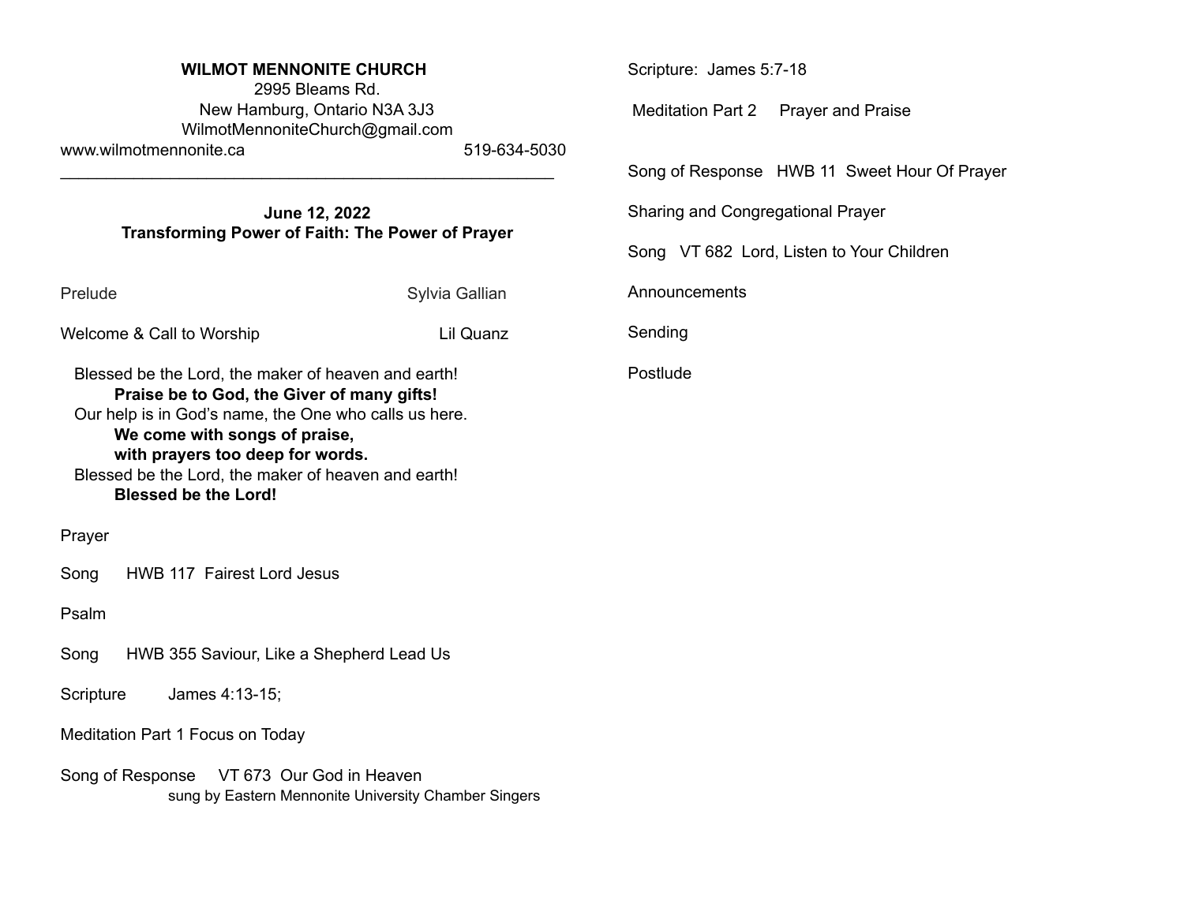**WILMOT MENNONITE CHURCH**
2995 Bleams Rd.
New Hamburg, Ontario N3A 3J3
WilmotMennoniteChurch@gmail.com
www.wilmotmennonite.ca 519-634-5030

---

**June 12, 2022**
**Transforming Power of Faith: The Power of Prayer**

Prelude Sylvia Gallian

Welcome & Call to Worship Lil Quanz

Blessed be the Lord, the maker of heaven and earth!
**Praise be to God, the Giver of many gifts!**
Our help is in God's name, the One who calls us here.
**We come with songs of praise,**
**with prayers too deep for words.**
Blessed be the Lord, the maker of heaven and earth!
**Blessed be the Lord!**

Prayer

Song HWB 117 Fairest Lord Jesus

Psalm

Song HWB 355 Saviour, Like a Shepherd Lead Us

Scripture James 4:13-15;

Meditation Part 1 Focus on Today

Song of Response VT 673 Our God in Heaven
sung by Eastern Mennonite University Chamber Singers

Scripture: James 5:7-18

Meditation Part 2 Prayer and Praise

Song of Response HWB 11 Sweet Hour Of Prayer

Sharing and Congregational Prayer

Song VT 682 Lord, Listen to Your Children

Announcements

Sending

Postlude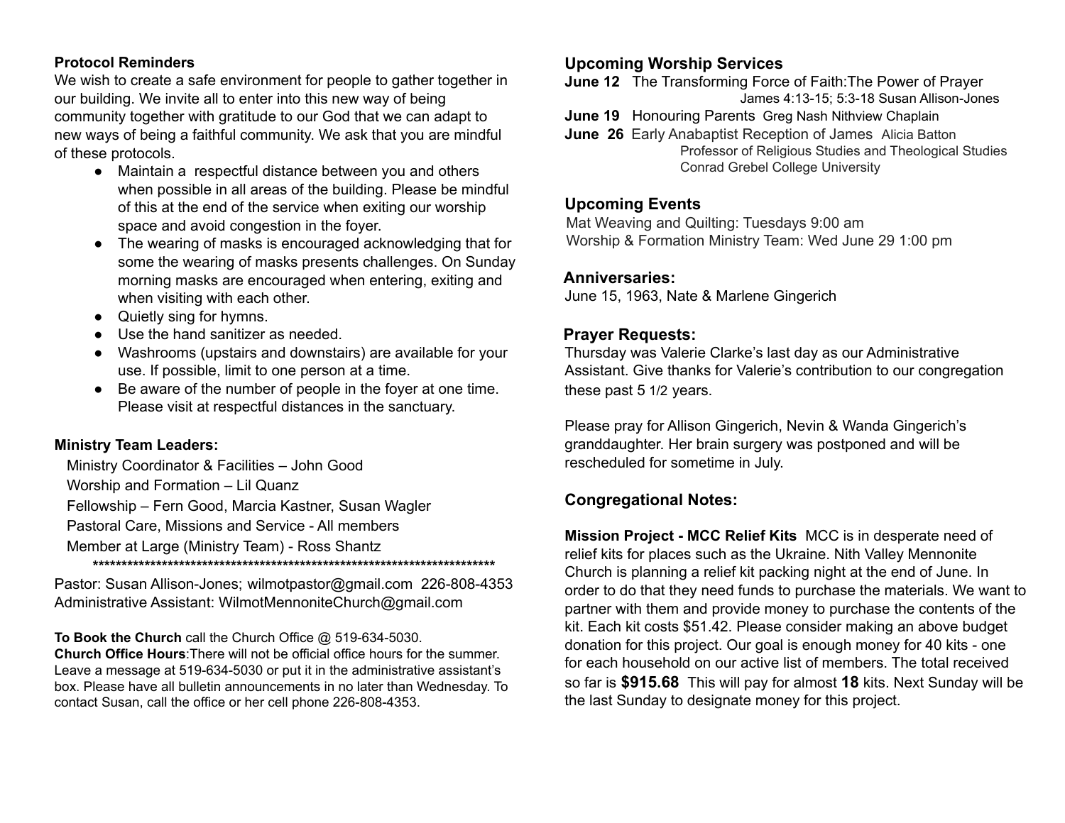**Protocol Reminders**

We wish to create a safe environment for people to gather together in our building. We invite all to enter into this new way of being community together with gratitude to our God that we can adapt to new ways of being a faithful community. We ask that you are mindful of these protocols.

- Maintain a respectful distance between you and others when possible in all areas of the building. Please be mindful of this at the end of the service when exiting our worship space and avoid congestion in the foyer.
- The wearing of masks is encouraged acknowledging that for some the wearing of masks presents challenges. On Sunday morning masks are encouraged when entering, exiting and when visiting with each other.
- Quietly sing for hymns.
- Use the hand sanitizer as needed.
- Washrooms (upstairs and downstairs) are available for your use. If possible, limit to one person at a time.
- Be aware of the number of people in the foyer at one time. Please visit at respectful distances in the sanctuary.

**Ministry Team Leaders:**

Ministry Coordinator & Facilities – John Good
Worship and Formation – Lil Quanz
Fellowship – Fern Good, Marcia Kastner, Susan Wagler
Pastoral Care, Missions and Service - All members
Member at Large (Ministry Team) - Ross Shantz

**************************************************************************

Pastor: Susan Allison-Jones; wilmotpastor@gmail.com 226-808-4353
Administrative Assistant: WilmotMennoniteChurch@gmail.com

**To Book the Church** call the Church Office @ 519-634-5030.
**Church Office Hours**:There will not be official office hours for the summer. Leave a message at 519-634-5030 or put it in the administrative assistant's box. Please have all bulletin announcements in no later than Wednesday. To contact Susan, call the office or her cell phone 226-808-4353.

## Upcoming Worship Services

**June 12** The Transforming Force of Faith:The Power of Prayer
James 4:13-15; 5:3-18 Susan Allison-Jones
**June 19** Honouring Parents Greg Nash Nithview Chaplain
**June 26** Early Anabaptist Reception of James Alicia Batton
Professor of Religious Studies and Theological Studies
Conrad Grebel College University

## Upcoming Events

Mat Weaving and Quilting: Tuesdays 9:00 am
Worship & Formation Ministry Team: Wed June 29 1:00 pm

## Anniversaries:

June 15, 1963, Nate & Marlene Gingerich

## Prayer Requests:

Thursday was Valerie Clarke's last day as our Administrative Assistant. Give thanks for Valerie's contribution to our congregation these past 5 1/2 years.

Please pray for Allison Gingerich, Nevin & Wanda Gingerich's granddaughter. Her brain surgery was postponed and will be rescheduled for sometime in July.

## Congregational Notes:

**Mission Project - MCC Relief Kits** MCC is in desperate need of relief kits for places such as the Ukraine. Nith Valley Mennonite Church is planning a relief kit packing night at the end of June. In order to do that they need funds to purchase the materials. We want to partner with them and provide money to purchase the contents of the kit. Each kit costs $51.42. Please consider making an above budget donation for this project. Our goal is enough money for 40 kits - one for each household on our active list of members. The total received so far is **$915.68** This will pay for almost **18** kits. Next Sunday will be the last Sunday to designate money for this project.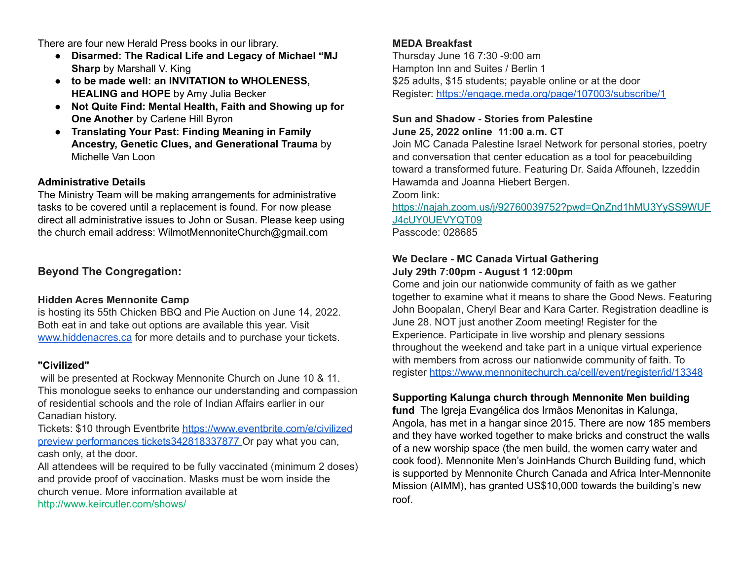There are four new Herald Press books in our library.

- **Disarmed: The Radical Life and Legacy of Michael "MJ Sharp** by Marshall V. King
- **to be made well: an INVITATION to WHOLENESS, HEALING and HOPE** by Amy Julia Becker
- **Not Quite Find: Mental Health, Faith and Showing up for One Another** by Carlene Hill Byron
- **Translating Your Past: Finding Meaning in Family Ancestry, Genetic Clues, and Generational Trauma** by Michelle Van Loon

**Administrative Details**
The Ministry Team will be making arrangements for administrative tasks to be covered until a replacement is found. For now please direct all administrative issues to John or Susan. Please keep using the church email address: WilmotMennoniteChurch@gmail.com

## Beyond The Congregation:

**Hidden Acres Mennonite Camp**
is hosting its 55th Chicken BBQ and Pie Auction on June 14, 2022. Both eat in and take out options are available this year. Visit www.hiddenacres.ca for more details and to purchase your tickets.

**"Civilized"**
will be presented at Rockway Mennonite Church on June 10 & 11. This monologue seeks to enhance our understanding and compassion of residential schools and the role of Indian Affairs earlier in our Canadian history.
Tickets: $10 through Eventbrite https://www.eventbrite.com/e/civilized preview performances tickets342818337877 Or pay what you can, cash only, at the door.
All attendees will be required to be fully vaccinated (minimum 2 doses) and provide proof of vaccination. Masks must be worn inside the church venue. More information available at http://www.keircutler.com/shows/

**MEDA Breakfast**
Thursday June 16 7:30 -9:00 am
Hampton Inn and Suites / Berlin 1
$25 adults, $15 students; payable online or at the door
Register: https://engage.meda.org/page/107003/subscribe/1

**Sun and Shadow - Stories from Palestine**
**June 25, 2022 online 11:00 a.m. CT**
Join MC Canada Palestine Israel Network for personal stories, poetry and conversation that center education as a tool for peacebuilding toward a transformed future. Featuring Dr. Saida Affouneh, Izzeddin Hawamda and Joanna Hiebert Bergen.
Zoom link:
https://najah.zoom.us/j/92760039752?pwd=QnZnd1hMU3YySS9WUFJ4cUY0UEVYQT09
Passcode: 028685

**We Declare - MC Canada Virtual Gathering**
**July 29th 7:00pm - August 1 12:00pm**
Come and join our nationwide community of faith as we gather together to examine what it means to share the Good News. Featuring John Boopalan, Cheryl Bear and Kara Carter. Registration deadline is June 28. NOT just another Zoom meeting! Register for the Experience. Participate in live worship and plenary sessions throughout the weekend and take part in a unique virtual experience with members from across our nationwide community of faith. To register https://www.mennonitechurch.ca/cell/event/register/id/13348

**Supporting Kalunga church through Mennonite Men building fund** The Igreja Evangélica dos Irmãos Menonitas in Kalunga, Angola, has met in a hangar since 2015. There are now 185 members and they have worked together to make bricks and construct the walls of a new worship space (the men build, the women carry water and cook food). Mennonite Men's JoinHands Church Building fund, which is supported by Mennonite Church Canada and Africa Inter-Mennonite Mission (AIMM), has granted US$10,000 towards the building's new roof.